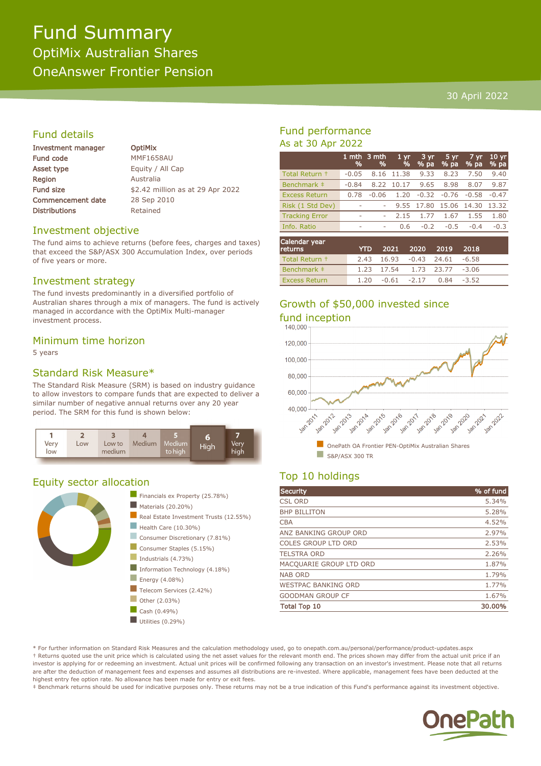# Fund Summary

## OptiMix Australian Shares

## OneAnswer Frontier Pension

30 April 2022

## Fund details

| | |
|---|---|
| Investment manager | OptiMix |
| Fund code | MMF1658AU |
| Asset type | Equity / All Cap |
| Region | Australia |
| Fund size | $2.42 million as at 29 Apr 2022 |
| Commencement date | 28 Sep 2010 |
| Distributions | Retained |

## Investment objective

The fund aims to achieve returns (before fees, charges and taxes) that exceed the S&P/ASX 300 Accumulation Index, over periods of five years or more.

## Investment strategy

The fund invests predominantly in a diversified portfolio of Australian shares through a mix of managers. The fund is actively managed in accordance with the OptiMix Multi-manager investment process.

## Minimum time horizon

5 years

## Standard Risk Measure*

The Standard Risk Measure (SRM) is based on industry guidance to allow investors to compare funds that are expected to deliver a similar number of negative annual returns over any 20 year period. The SRM for this fund is shown below:

| 1 Very low | 2 Low | 3 Low to medium | 4 Medium | 5 Medium to high | **6 High** | 7 Very high |
|---|---|---|---|---|---|---|

## Equity sector allocation

- Financials ex Property (25.78%)
- Materials (20.20%)
- Real Estate Investment Trusts (12.55%)
- Health Care (10.30%)
- Consumer Discretionary (7.81%)
- Consumer Staples (5.15%)
- Industrials (4.73%)
- Information Technology (4.18%)
- Energy (4.08%)
- Telecom Services (2.42%)
- Other (2.03%)
- Cash (0.49%)
- Utilities (0.29%)

## Fund performance

As at 30 Apr 2022

| | 1 mth % | 3 mth % | 1 yr % | 3 yr % pa | 5 yr % pa | 7 yr % pa | 10 yr % pa |
|---|---|---|---|---|---|---|---|
| Total Return † | -0.05 | 8.16 | 11.38 | 9.33 | 8.23 | 7.50 | 9.40 |
| Benchmark ‡ | -0.84 | 8.22 | 10.17 | 9.65 | 8.98 | 8.07 | 9.87 |
| Excess Return | 0.78 | -0.06 | 1.20 | -0.32 | -0.76 | -0.58 | -0.47 |
| Risk (1 Std Dev) | - | - | 9.55 | 17.80 | 15.06 | 14.30 | 13.32 |
| Tracking Error | - | - | 2.15 | 1.77 | 1.67 | 1.55 | 1.80 |
| Info. Ratio | - | - | 0.6 | -0.2 | -0.5 | -0.4 | -0.3 |

| Calendar year returns | YTD | 2021 | 2020 | 2019 | 2018 |
|---|---|---|---|---|---|
| Total Return † | 2.43 | 16.93 | -0.43 | 24.61 | -6.58 |
| Benchmark ‡ | 1.23 | 17.54 | 1.73 | 23.77 | -3.06 |
| Excess Return | 1.20 | -0.61 | -2.17 | 0.84 | -3.52 |

## Growth of $50,000 invested since fund inception

- OnePath OA Frontier PEN-OptiMix Australian Shares
- S&P/ASX 300 TR

## Top 10 holdings

| Security | % of fund |
|---|---|
| CSL ORD | 5.34% |
| BHP BILLITON | 5.28% |
| CBA | 4.52% |
| ANZ BANKING GROUP ORD | 2.97% |
| COLES GROUP LTD ORD | 2.53% |
| TELSTRA ORD | 2.26% |
| MACQUARIE GROUP LTD ORD | 1.87% |
| NAB ORD | 1.79% |
| WESTPAC BANKING ORD | 1.77% |
| GOODMAN GROUP CF | 1.67% |
| **Total Top 10** | **30.00%** |

* For further information on Standard Risk Measures and the calculation methodology used, go to onepath.com.au/personal/performance/product-updates.aspx

† Returns quoted use the unit price which is calculated using the net asset values for the relevant month end. The prices shown may differ from the actual unit price if an investor is applying for or redeeming an investment. Actual unit prices will be confirmed following any transaction on an investor's investment. Please note that all returns are after the deduction of management fees and expenses and assumes all distributions are re-invested. Where applicable, management fees have been deducted at the highest entry fee option rate. No allowance has been made for entry or exit fees.

‡ Benchmark returns should be used for indicative purposes only. These returns may not be a true indication of this Fund's performance against its investment objective.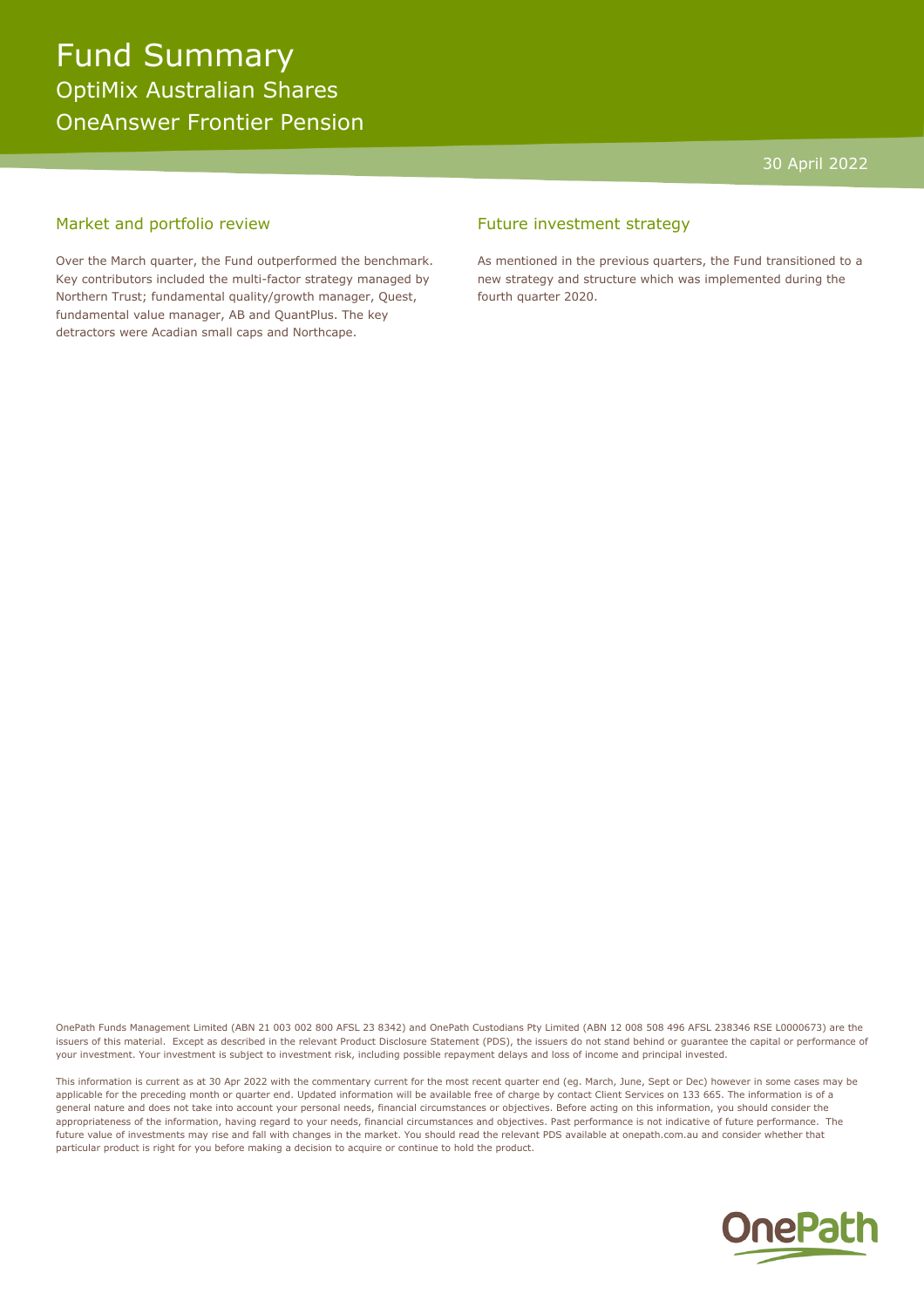# Fund Summary

## OptiMix Australian Shares

## OneAnswer Frontier Pension

30 April 2022

### Market and portfolio review

Over the March quarter, the Fund outperformed the benchmark. Key contributors included the multi-factor strategy managed by Northern Trust; fundamental quality/growth manager, Quest, fundamental value manager, AB and QuantPlus. The key detractors were Acadian small caps and Northcape.

### Future investment strategy

As mentioned in the previous quarters, the Fund transitioned to a new strategy and structure which was implemented during the fourth quarter 2020.

OnePath Funds Management Limited (ABN 21 003 002 800 AFSL 23 8342) and OnePath Custodians Pty Limited (ABN 12 008 508 496 AFSL 238346 RSE L0000673) are the issuers of this material. Except as described in the relevant Product Disclosure Statement (PDS), the issuers do not stand behind or guarantee the capital or performance of your investment. Your investment is subject to investment risk, including possible repayment delays and loss of income and principal invested.

This information is current as at 30 Apr 2022 with the commentary current for the most recent quarter end (eg. March, June, Sept or Dec) however in some cases may be applicable for the preceding month or quarter end. Updated information will be available free of charge by contact Client Services on 133 665. The information is of a general nature and does not take into account your personal needs, financial circumstances or objectives. Before acting on this information, you should consider the appropriateness of the information, having regard to your needs, financial circumstances and objectives. Past performance is not indicative of future performance. The future value of investments may rise and fall with changes in the market. You should read the relevant PDS available at onepath.com.au and consider whether that particular product is right for you before making a decision to acquire or continue to hold the product.

OnePath